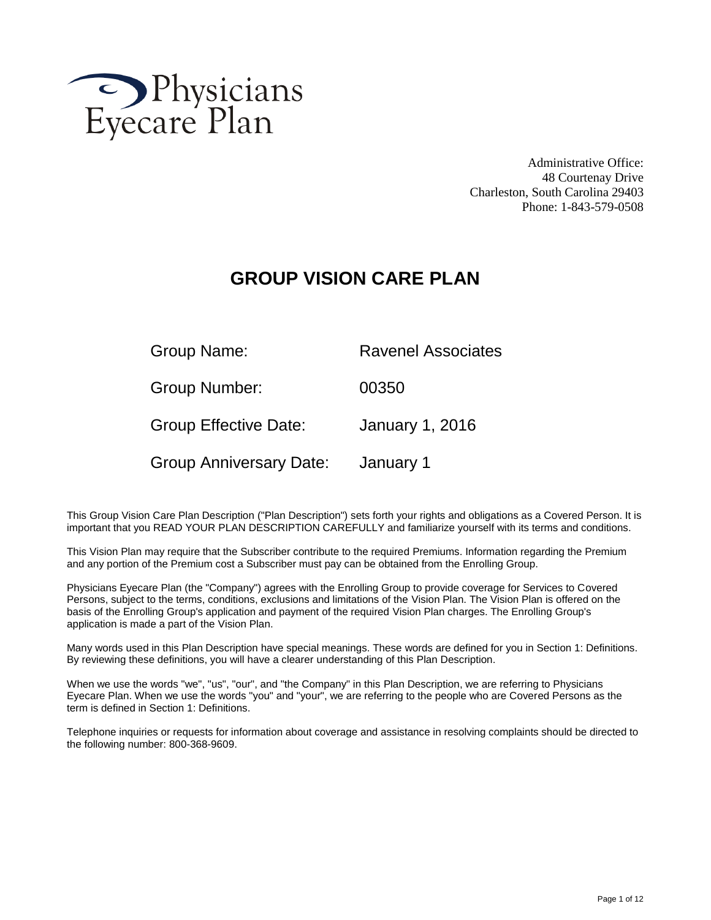Physicians Eyecare Plan

Administrative Office:
48 Courtenay Drive
Charleston, South Carolina 29403
Phone: 1-843-579-0508

# GROUP VISION CARE PLAN

| | |
|---|---|
| Group Name: | Ravenel Associates |
| Group Number: | 00350 |
| Group Effective Date: | January 1, 2016 |
| Group Anniversary Date: | January 1 |

This Group Vision Care Plan Description ("Plan Description") sets forth your rights and obligations as a Covered Person. It is important that you READ YOUR PLAN DESCRIPTION CAREFULLY and familiarize yourself with its terms and conditions.

This Vision Plan may require that the Subscriber contribute to the required Premiums. Information regarding the Premium and any portion of the Premium cost a Subscriber must pay can be obtained from the Enrolling Group.

Physicians Eyecare Plan (the "Company") agrees with the Enrolling Group to provide coverage for Services to Covered Persons, subject to the terms, conditions, exclusions and limitations of the Vision Plan. The Vision Plan is offered on the basis of the Enrolling Group's application and payment of the required Vision Plan charges. The Enrolling Group's application is made a part of the Vision Plan.

Many words used in this Plan Description have special meanings. These words are defined for you in Section 1: Definitions. By reviewing these definitions, you will have a clearer understanding of this Plan Description.

When we use the words "we", "us", "our", and "the Company" in this Plan Description, we are referring to Physicians Eyecare Plan. When we use the words "you" and "your", we are referring to the people who are Covered Persons as the term is defined in Section 1: Definitions.

Telephone inquiries or requests for information about coverage and assistance in resolving complaints should be directed to the following number: 800-368-9609.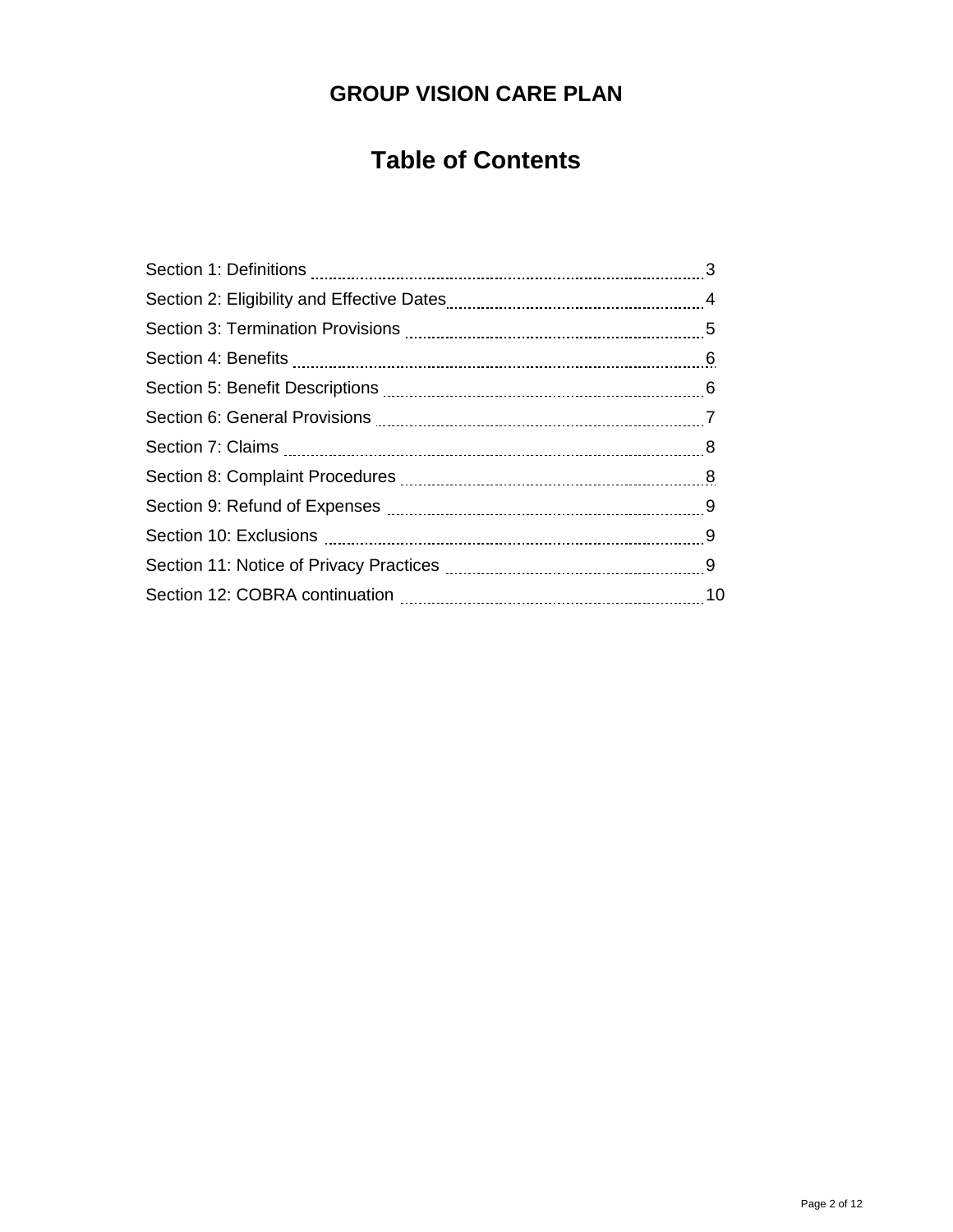# GROUP VISION CARE PLAN

## Table of Contents

| Section | Page |
|---|---|
| Section 1: Definitions | 3 |
| Section 2: Eligibility and Effective Dates | 4 |
| Section 3: Termination Provisions | 5 |
| Section 4: Benefits | 6 |
| Section 5: Benefit Descriptions | 6 |
| Section 6: General Provisions | 7 |
| Section 7: Claims | 8 |
| Section 8: Complaint Procedures | 8 |
| Section 9: Refund of Expenses | 9 |
| Section 10: Exclusions | 9 |
| Section 11: Notice of Privacy Practices | 9 |
| Section 12: COBRA continuation | 10 |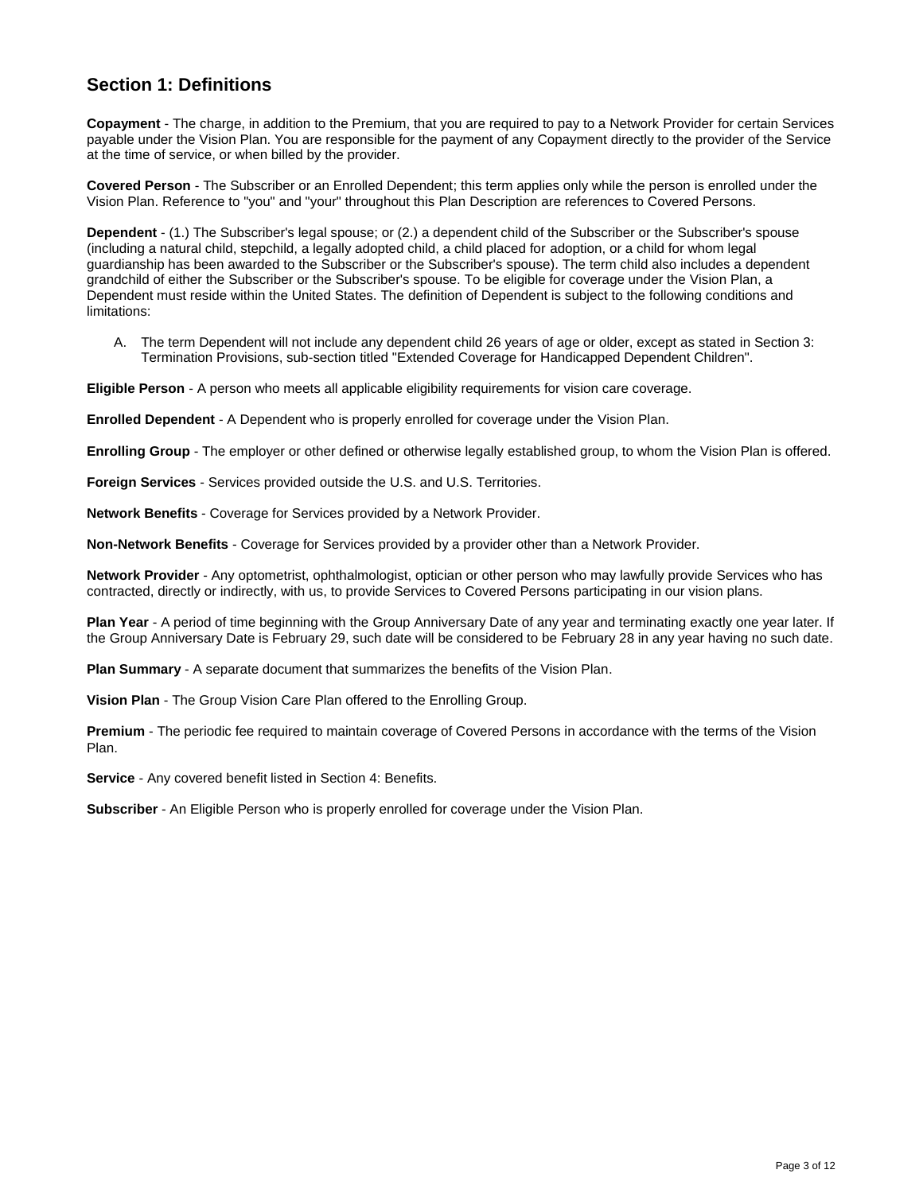## Section 1: Definitions

**Copayment** - The charge, in addition to the Premium, that you are required to pay to a Network Provider for certain Services payable under the Vision Plan. You are responsible for the payment of any Copayment directly to the provider of the Service at the time of service, or when billed by the provider.

**Covered Person** - The Subscriber or an Enrolled Dependent; this term applies only while the person is enrolled under the Vision Plan. Reference to "you" and "your" throughout this Plan Description are references to Covered Persons.

**Dependent** - (1.) The Subscriber's legal spouse; or (2.) a dependent child of the Subscriber or the Subscriber's spouse (including a natural child, stepchild, a legally adopted child, a child placed for adoption, or a child for whom legal guardianship has been awarded to the Subscriber or the Subscriber's spouse). The term child also includes a dependent grandchild of either the Subscriber or the Subscriber's spouse. To be eligible for coverage under the Vision Plan, a Dependent must reside within the United States. The definition of Dependent is subject to the following conditions and limitations:

A. The term Dependent will not include any dependent child 26 years of age or older, except as stated in Section 3: Termination Provisions, sub-section titled "Extended Coverage for Handicapped Dependent Children".

**Eligible Person** - A person who meets all applicable eligibility requirements for vision care coverage.

**Enrolled Dependent** - A Dependent who is properly enrolled for coverage under the Vision Plan.

**Enrolling Group** - The employer or other defined or otherwise legally established group, to whom the Vision Plan is offered.

**Foreign Services** - Services provided outside the U.S. and U.S. Territories.

**Network Benefits** - Coverage for Services provided by a Network Provider.

**Non-Network Benefits** - Coverage for Services provided by a provider other than a Network Provider.

**Network Provider** - Any optometrist, ophthalmologist, optician or other person who may lawfully provide Services who has contracted, directly or indirectly, with us, to provide Services to Covered Persons participating in our vision plans.

**Plan Year** - A period of time beginning with the Group Anniversary Date of any year and terminating exactly one year later. If the Group Anniversary Date is February 29, such date will be considered to be February 28 in any year having no such date.

**Plan Summary** - A separate document that summarizes the benefits of the Vision Plan.

**Vision Plan** - The Group Vision Care Plan offered to the Enrolling Group.

**Premium** - The periodic fee required to maintain coverage of Covered Persons in accordance with the terms of the Vision Plan.

**Service** - Any covered benefit listed in Section 4: Benefits.

**Subscriber** - An Eligible Person who is properly enrolled for coverage under the Vision Plan.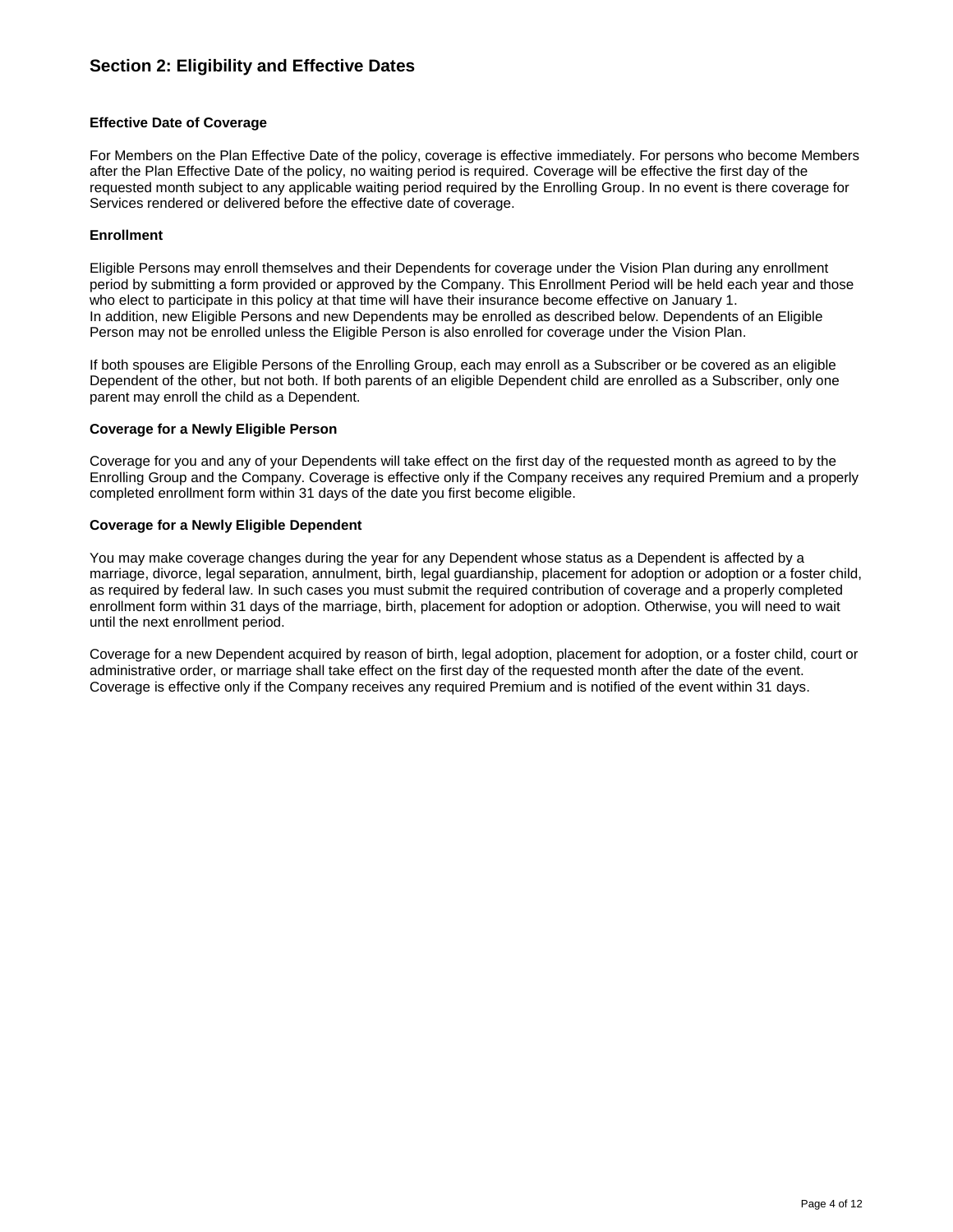## Section 2: Eligibility and Effective Dates

### Effective Date of Coverage

For Members on the Plan Effective Date of the policy, coverage is effective immediately. For persons who become Members after the Plan Effective Date of the policy, no waiting period is required. Coverage will be effective the first day of the requested month subject to any applicable waiting period required by the Enrolling Group. In no event is there coverage for Services rendered or delivered before the effective date of coverage.

### Enrollment

Eligible Persons may enroll themselves and their Dependents for coverage under the Vision Plan during any enrollment period by submitting a form provided or approved by the Company. This Enrollment Period will be held each year and those who elect to participate in this policy at that time will have their insurance become effective on January 1.
In addition, new Eligible Persons and new Dependents may be enrolled as described below. Dependents of an Eligible Person may not be enrolled unless the Eligible Person is also enrolled for coverage under the Vision Plan.

If both spouses are Eligible Persons of the Enrolling Group, each may enroll as a Subscriber or be covered as an eligible Dependent of the other, but not both. If both parents of an eligible Dependent child are enrolled as a Subscriber, only one parent may enroll the child as a Dependent.

### Coverage for a Newly Eligible Person

Coverage for you and any of your Dependents will take effect on the first day of the requested month as agreed to by the Enrolling Group and the Company. Coverage is effective only if the Company receives any required Premium and a properly completed enrollment form within 31 days of the date you first become eligible.

### Coverage for a Newly Eligible Dependent

You may make coverage changes during the year for any Dependent whose status as a Dependent is affected by a marriage, divorce, legal separation, annulment, birth, legal guardianship, placement for adoption or adoption or a foster child, as required by federal law. In such cases you must submit the required contribution of coverage and a properly completed enrollment form within 31 days of the marriage, birth, placement for adoption or adoption. Otherwise, you will need to wait until the next enrollment period.

Coverage for a new Dependent acquired by reason of birth, legal adoption, placement for adoption, or a foster child, court or administrative order, or marriage shall take effect on the first day of the requested month after the date of the event. Coverage is effective only if the Company receives any required Premium and is notified of the event within 31 days.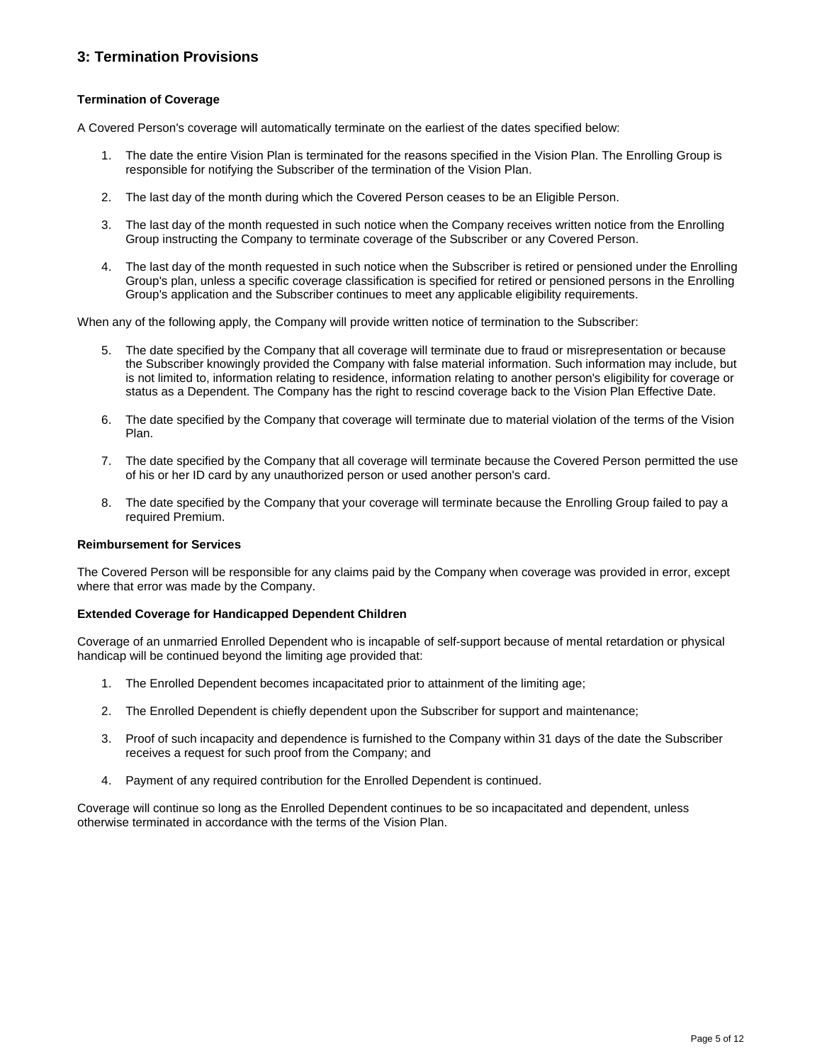## 3: Termination Provisions

### Termination of Coverage

A Covered Person's coverage will automatically terminate on the earliest of the dates specified below:

1. The date the entire Vision Plan is terminated for the reasons specified in the Vision Plan. The Enrolling Group is responsible for notifying the Subscriber of the termination of the Vision Plan.

2. The last day of the month during which the Covered Person ceases to be an Eligible Person.

3. The last day of the month requested in such notice when the Company receives written notice from the Enrolling Group instructing the Company to terminate coverage of the Subscriber or any Covered Person.

4. The last day of the month requested in such notice when the Subscriber is retired or pensioned under the Enrolling Group's plan, unless a specific coverage classification is specified for retired or pensioned persons in the Enrolling Group's application and the Subscriber continues to meet any applicable eligibility requirements.

When any of the following apply, the Company will provide written notice of termination to the Subscriber:

5. The date specified by the Company that all coverage will terminate due to fraud or misrepresentation or because the Subscriber knowingly provided the Company with false material information. Such information may include, but is not limited to, information relating to residence, information relating to another person's eligibility for coverage or status as a Dependent. The Company has the right to rescind coverage back to the Vision Plan Effective Date.

6. The date specified by the Company that coverage will terminate due to material violation of the terms of the Vision Plan.

7. The date specified by the Company that all coverage will terminate because the Covered Person permitted the use of his or her ID card by any unauthorized person or used another person's card.

8. The date specified by the Company that your coverage will terminate because the Enrolling Group failed to pay a required Premium.

### Reimbursement for Services

The Covered Person will be responsible for any claims paid by the Company when coverage was provided in error, except where that error was made by the Company.

### Extended Coverage for Handicapped Dependent Children

Coverage of an unmarried Enrolled Dependent who is incapable of self-support because of mental retardation or physical handicap will be continued beyond the limiting age provided that:

1. The Enrolled Dependent becomes incapacitated prior to attainment of the limiting age;

2. The Enrolled Dependent is chiefly dependent upon the Subscriber for support and maintenance;

3. Proof of such incapacity and dependence is furnished to the Company within 31 days of the date the Subscriber receives a request for such proof from the Company; and

4. Payment of any required contribution for the Enrolled Dependent is continued.

Coverage will continue so long as the Enrolled Dependent continues to be so incapacitated and dependent, unless otherwise terminated in accordance with the terms of the Vision Plan.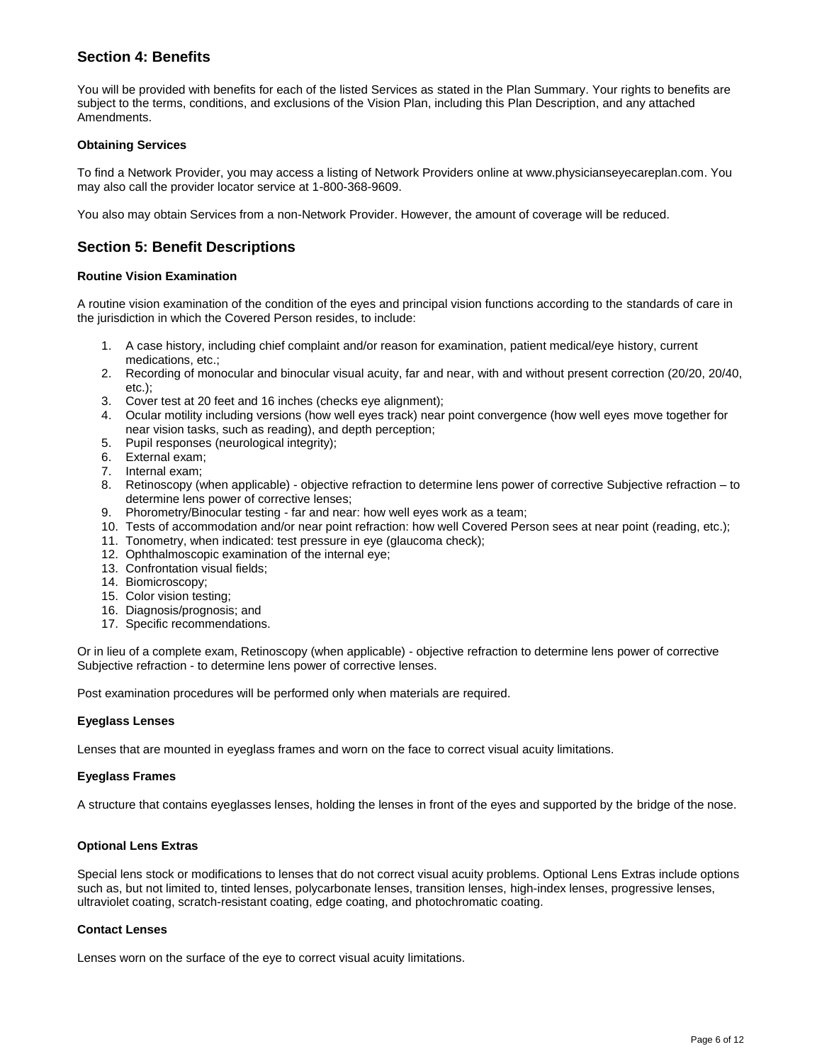## Section 4: Benefits

You will be provided with benefits for each of the listed Services as stated in the Plan Summary. Your rights to benefits are subject to the terms, conditions, and exclusions of the Vision Plan, including this Plan Description, and any attached Amendments.

**Obtaining Services**

To find a Network Provider, you may access a listing of Network Providers online at www.physicianseyecareplan.com. You may also call the provider locator service at 1-800-368-9609.

You also may obtain Services from a non-Network Provider. However, the amount of coverage will be reduced.

## Section 5: Benefit Descriptions

**Routine Vision Examination**

A routine vision examination of the condition of the eyes and principal vision functions according to the standards of care in the jurisdiction in which the Covered Person resides, to include:

1. A case history, including chief complaint and/or reason for examination, patient medical/eye history, current medications, etc.;
2. Recording of monocular and binocular visual acuity, far and near, with and without present correction (20/20, 20/40, etc.);
3. Cover test at 20 feet and 16 inches (checks eye alignment);
4. Ocular motility including versions (how well eyes track) near point convergence (how well eyes move together for near vision tasks, such as reading), and depth perception;
5. Pupil responses (neurological integrity);
6. External exam;
7. Internal exam;
8. Retinoscopy (when applicable) - objective refraction to determine lens power of corrective Subjective refraction – to determine lens power of corrective lenses;
9. Phorometry/Binocular testing - far and near: how well eyes work as a team;
10. Tests of accommodation and/or near point refraction: how well Covered Person sees at near point (reading, etc.);
11. Tonometry, when indicated: test pressure in eye (glaucoma check);
12. Ophthalmoscopic examination of the internal eye;
13. Confrontation visual fields;
14. Biomicroscopy;
15. Color vision testing;
16. Diagnosis/prognosis; and
17. Specific recommendations.

Or in lieu of a complete exam, Retinoscopy (when applicable) - objective refraction to determine lens power of corrective Subjective refraction - to determine lens power of corrective lenses.

Post examination procedures will be performed only when materials are required.

**Eyeglass Lenses**

Lenses that are mounted in eyeglass frames and worn on the face to correct visual acuity limitations.

**Eyeglass Frames**

A structure that contains eyeglasses lenses, holding the lenses in front of the eyes and supported by the bridge of the nose.

**Optional Lens Extras**

Special lens stock or modifications to lenses that do not correct visual acuity problems. Optional Lens Extras include options such as, but not limited to, tinted lenses, polycarbonate lenses, transition lenses, high-index lenses, progressive lenses, ultraviolet coating, scratch-resistant coating, edge coating, and photochromatic coating.

**Contact Lenses**

Lenses worn on the surface of the eye to correct visual acuity limitations.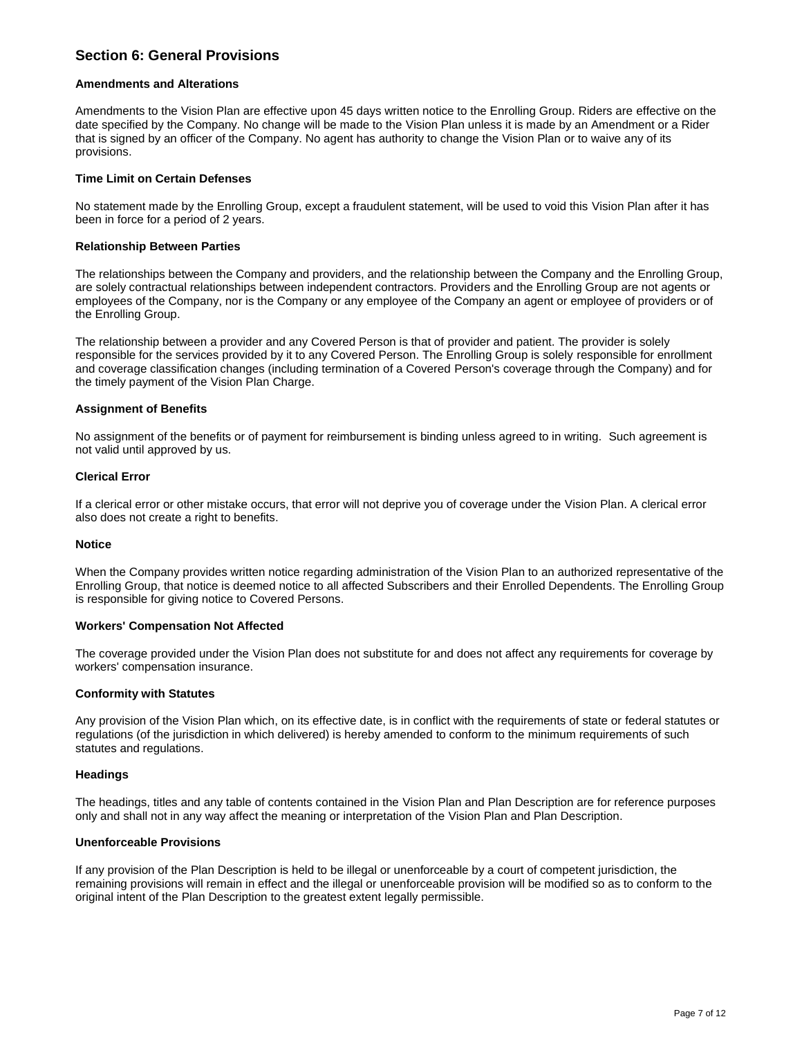## Section 6: General Provisions

**Amendments and Alterations**

Amendments to the Vision Plan are effective upon 45 days written notice to the Enrolling Group. Riders are effective on the date specified by the Company. No change will be made to the Vision Plan unless it is made by an Amendment or a Rider that is signed by an officer of the Company. No agent has authority to change the Vision Plan or to waive any of its provisions.

**Time Limit on Certain Defenses**

No statement made by the Enrolling Group, except a fraudulent statement, will be used to void this Vision Plan after it has been in force for a period of 2 years.

**Relationship Between Parties**

The relationships between the Company and providers, and the relationship between the Company and the Enrolling Group, are solely contractual relationships between independent contractors. Providers and the Enrolling Group are not agents or employees of the Company, nor is the Company or any employee of the Company an agent or employee of providers or of the Enrolling Group.

The relationship between a provider and any Covered Person is that of provider and patient. The provider is solely responsible for the services provided by it to any Covered Person. The Enrolling Group is solely responsible for enrollment and coverage classification changes (including termination of a Covered Person's coverage through the Company) and for the timely payment of the Vision Plan Charge.

**Assignment of Benefits**

No assignment of the benefits or of payment for reimbursement is binding unless agreed to in writing. Such agreement is not valid until approved by us.

**Clerical Error**

If a clerical error or other mistake occurs, that error will not deprive you of coverage under the Vision Plan. A clerical error also does not create a right to benefits.

**Notice**

When the Company provides written notice regarding administration of the Vision Plan to an authorized representative of the Enrolling Group, that notice is deemed notice to all affected Subscribers and their Enrolled Dependents. The Enrolling Group is responsible for giving notice to Covered Persons.

**Workers' Compensation Not Affected**

The coverage provided under the Vision Plan does not substitute for and does not affect any requirements for coverage by workers' compensation insurance.

**Conformity with Statutes**

Any provision of the Vision Plan which, on its effective date, is in conflict with the requirements of state or federal statutes or regulations (of the jurisdiction in which delivered) is hereby amended to conform to the minimum requirements of such statutes and regulations.

**Headings**

The headings, titles and any table of contents contained in the Vision Plan and Plan Description are for reference purposes only and shall not in any way affect the meaning or interpretation of the Vision Plan and Plan Description.

**Unenforceable Provisions**

If any provision of the Plan Description is held to be illegal or unenforceable by a court of competent jurisdiction, the remaining provisions will remain in effect and the illegal or unenforceable provision will be modified so as to conform to the original intent of the Plan Description to the greatest extent legally permissible.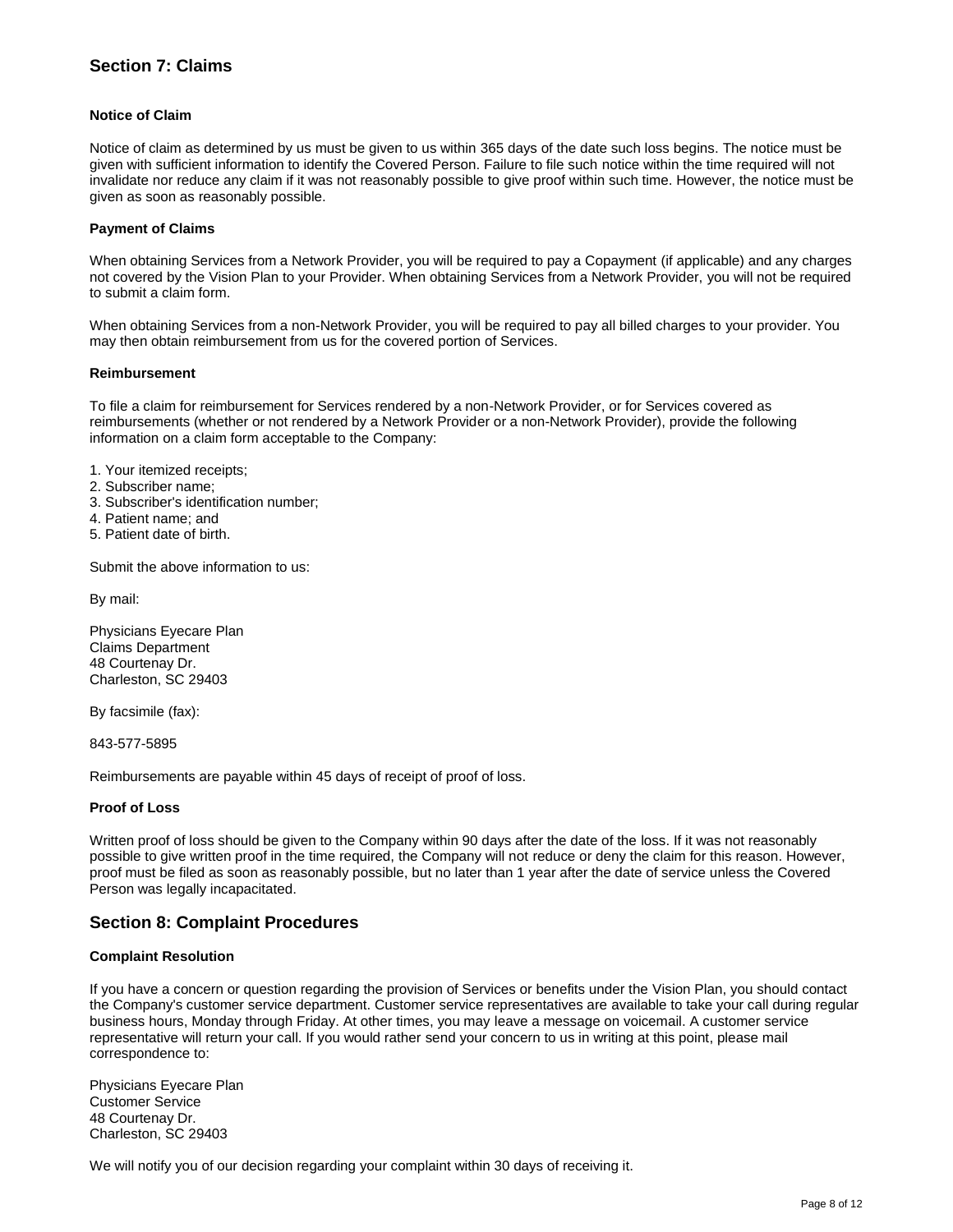## Section 7: Claims

### Notice of Claim

Notice of claim as determined by us must be given to us within 365 days of the date such loss begins. The notice must be given with sufficient information to identify the Covered Person. Failure to file such notice within the time required will not invalidate nor reduce any claim if it was not reasonably possible to give proof within such time. However, the notice must be given as soon as reasonably possible.

### Payment of Claims

When obtaining Services from a Network Provider, you will be required to pay a Copayment (if applicable) and any charges not covered by the Vision Plan to your Provider. When obtaining Services from a Network Provider, you will not be required to submit a claim form.

When obtaining Services from a non-Network Provider, you will be required to pay all billed charges to your provider. You may then obtain reimbursement from us for the covered portion of Services.

### Reimbursement

To file a claim for reimbursement for Services rendered by a non-Network Provider, or for Services covered as reimbursements (whether or not rendered by a Network Provider or a non-Network Provider), provide the following information on a claim form acceptable to the Company:

1. Your itemized receipts;
2. Subscriber name;
3. Subscriber's identification number;
4. Patient name; and
5. Patient date of birth.

Submit the above information to us:

By mail:

Physicians Eyecare Plan
Claims Department
48 Courtenay Dr.
Charleston, SC 29403

By facsimile (fax):

843-577-5895

Reimbursements are payable within 45 days of receipt of proof of loss.

### Proof of Loss

Written proof of loss should be given to the Company within 90 days after the date of the loss. If it was not reasonably possible to give written proof in the time required, the Company will not reduce or deny the claim for this reason. However, proof must be filed as soon as reasonably possible, but no later than 1 year after the date of service unless the Covered Person was legally incapacitated.

## Section 8: Complaint Procedures

### Complaint Resolution

If you have a concern or question regarding the provision of Services or benefits under the Vision Plan, you should contact the Company's customer service department. Customer service representatives are available to take your call during regular business hours, Monday through Friday. At other times, you may leave a message on voicemail. A customer service representative will return your call. If you would rather send your concern to us in writing at this point, please mail correspondence to:

Physicians Eyecare Plan
Customer Service
48 Courtenay Dr.
Charleston, SC 29403

We will notify you of our decision regarding your complaint within 30 days of receiving it.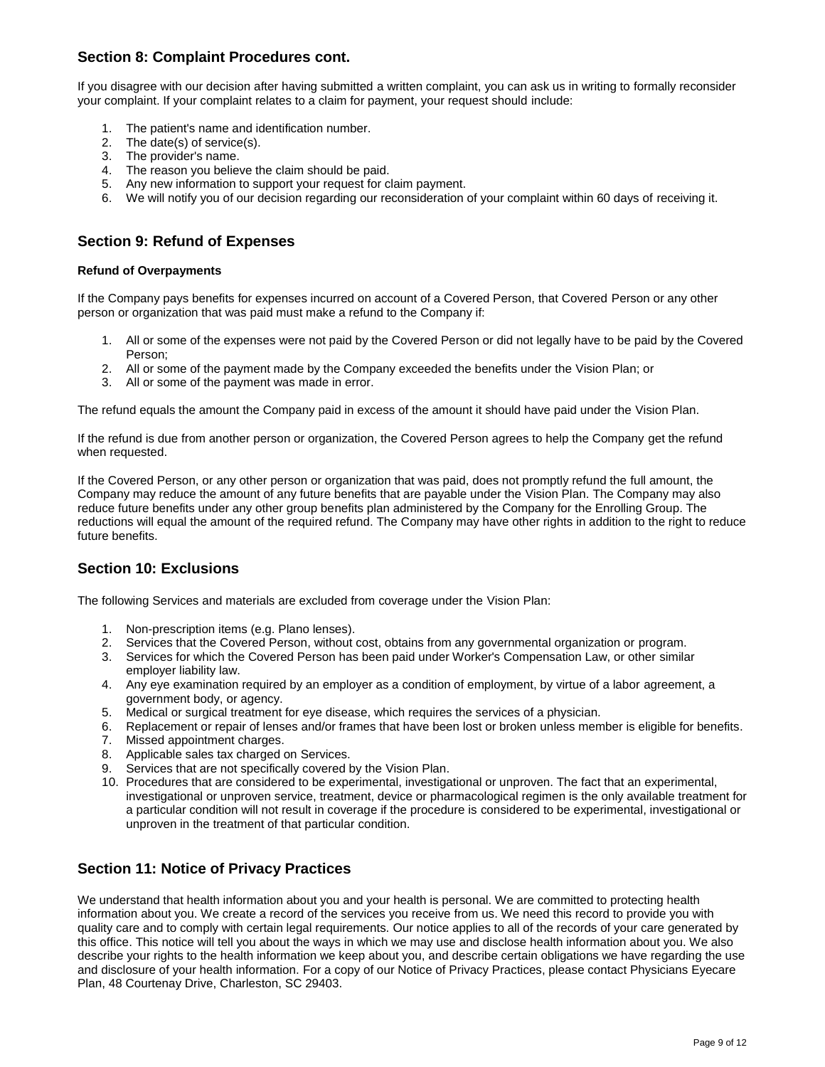## Section 8: Complaint Procedures cont.

If you disagree with our decision after having submitted a written complaint, you can ask us in writing to formally reconsider your complaint. If your complaint relates to a claim for payment, your request should include:

1. The patient's name and identification number.
2. The date(s) of service(s).
3. The provider's name.
4. The reason you believe the claim should be paid.
5. Any new information to support your request for claim payment.
6. We will notify you of our decision regarding our reconsideration of your complaint within 60 days of receiving it.

## Section 9: Refund of Expenses

**Refund of Overpayments**

If the Company pays benefits for expenses incurred on account of a Covered Person, that Covered Person or any other person or organization that was paid must make a refund to the Company if:

1. All or some of the expenses were not paid by the Covered Person or did not legally have to be paid by the Covered Person;
2. All or some of the payment made by the Company exceeded the benefits under the Vision Plan; or
3. All or some of the payment was made in error.

The refund equals the amount the Company paid in excess of the amount it should have paid under the Vision Plan.

If the refund is due from another person or organization, the Covered Person agrees to help the Company get the refund when requested.

If the Covered Person, or any other person or organization that was paid, does not promptly refund the full amount, the Company may reduce the amount of any future benefits that are payable under the Vision Plan. The Company may also reduce future benefits under any other group benefits plan administered by the Company for the Enrolling Group. The reductions will equal the amount of the required refund. The Company may have other rights in addition to the right to reduce future benefits.

## Section 10: Exclusions

The following Services and materials are excluded from coverage under the Vision Plan:

1. Non-prescription items (e.g. Plano lenses).
2. Services that the Covered Person, without cost, obtains from any governmental organization or program.
3. Services for which the Covered Person has been paid under Worker's Compensation Law, or other similar employer liability law.
4. Any eye examination required by an employer as a condition of employment, by virtue of a labor agreement, a government body, or agency.
5. Medical or surgical treatment for eye disease, which requires the services of a physician.
6. Replacement or repair of lenses and/or frames that have been lost or broken unless member is eligible for benefits.
7. Missed appointment charges.
8. Applicable sales tax charged on Services.
9. Services that are not specifically covered by the Vision Plan.
10. Procedures that are considered to be experimental, investigational or unproven. The fact that an experimental, investigational or unproven service, treatment, device or pharmacological regimen is the only available treatment for a particular condition will not result in coverage if the procedure is considered to be experimental, investigational or unproven in the treatment of that particular condition.

## Section 11: Notice of Privacy Practices

We understand that health information about you and your health is personal. We are committed to protecting health information about you. We create a record of the services you receive from us. We need this record to provide you with quality care and to comply with certain legal requirements. Our notice applies to all of the records of your care generated by this office. This notice will tell you about the ways in which we may use and disclose health information about you. We also describe your rights to the health information we keep about you, and describe certain obligations we have regarding the use and disclosure of your health information. For a copy of our Notice of Privacy Practices, please contact Physicians Eyecare Plan, 48 Courtenay Drive, Charleston, SC 29403.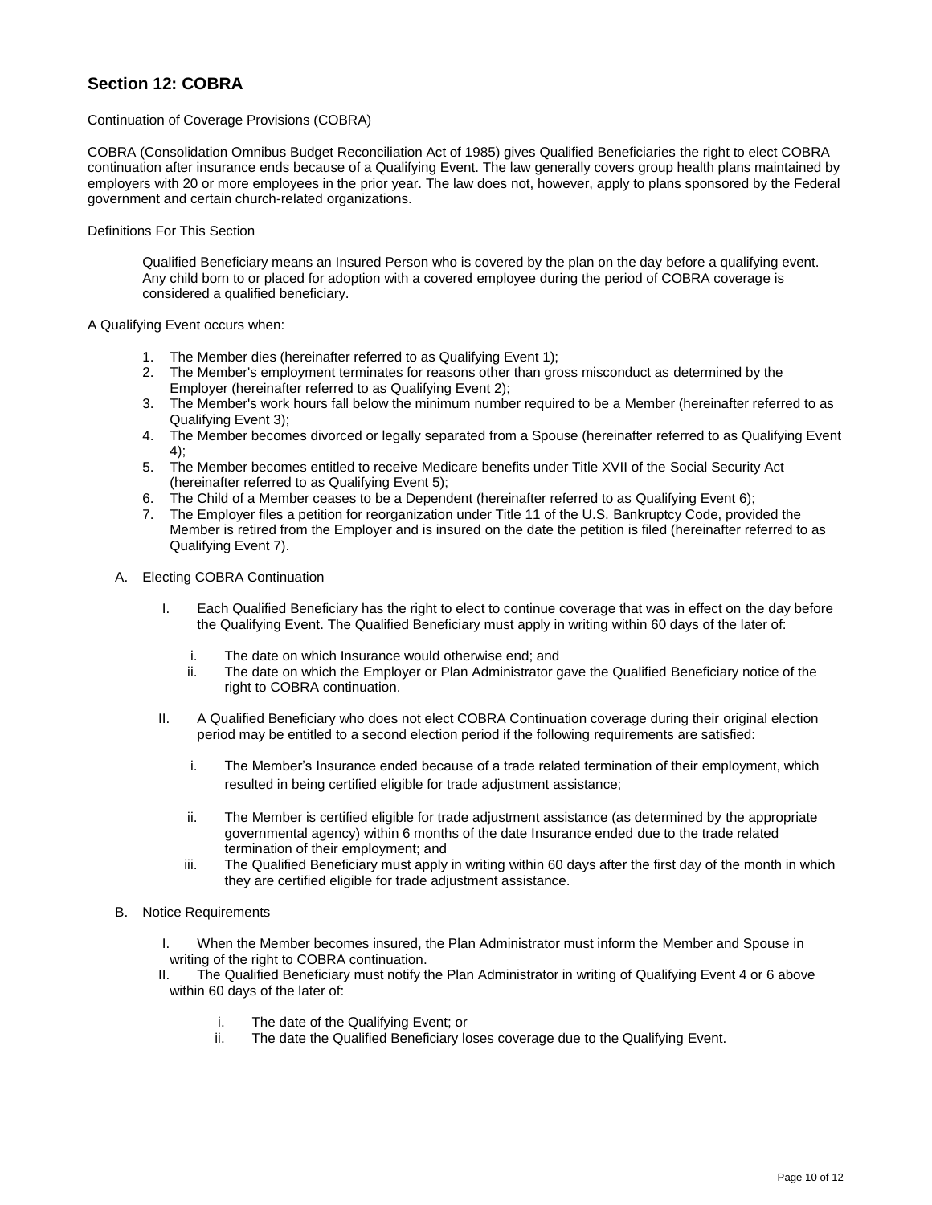## Section 12: COBRA

Continuation of Coverage Provisions (COBRA)

COBRA (Consolidation Omnibus Budget Reconciliation Act of 1985) gives Qualified Beneficiaries the right to elect COBRA continuation after insurance ends because of a Qualifying Event. The law generally covers group health plans maintained by employers with 20 or more employees in the prior year. The law does not, however, apply to plans sponsored by the Federal government and certain church-related organizations.

Definitions For This Section

Qualified Beneficiary means an Insured Person who is covered by the plan on the day before a qualifying event. Any child born to or placed for adoption with a covered employee during the period of COBRA coverage is considered a qualified beneficiary.

A Qualifying Event occurs when:

1. The Member dies (hereinafter referred to as Qualifying Event 1);
2. The Member's employment terminates for reasons other than gross misconduct as determined by the Employer (hereinafter referred to as Qualifying Event 2);
3. The Member's work hours fall below the minimum number required to be a Member (hereinafter referred to as Qualifying Event 3);
4. The Member becomes divorced or legally separated from a Spouse (hereinafter referred to as Qualifying Event 4);
5. The Member becomes entitled to receive Medicare benefits under Title XVII of the Social Security Act (hereinafter referred to as Qualifying Event 5);
6. The Child of a Member ceases to be a Dependent (hereinafter referred to as Qualifying Event 6);
7. The Employer files a petition for reorganization under Title 11 of the U.S. Bankruptcy Code, provided the Member is retired from the Employer and is insured on the date the petition is filed (hereinafter referred to as Qualifying Event 7).

A. Electing COBRA Continuation

   I. Each Qualified Beneficiary has the right to elect to continue coverage that was in effect on the day before the Qualifying Event. The Qualified Beneficiary must apply in writing within 60 days of the later of:

      i. The date on which Insurance would otherwise end; and
      ii. The date on which the Employer or Plan Administrator gave the Qualified Beneficiary notice of the right to COBRA continuation.

   II. A Qualified Beneficiary who does not elect COBRA Continuation coverage during their original election period may be entitled to a second election period if the following requirements are satisfied:

      i. The Member's Insurance ended because of a trade related termination of their employment, which resulted in being certified eligible for trade adjustment assistance;
      ii. The Member is certified eligible for trade adjustment assistance (as determined by the appropriate governmental agency) within 6 months of the date Insurance ended due to the trade related termination of their employment; and
      iii. The Qualified Beneficiary must apply in writing within 60 days after the first day of the month in which they are certified eligible for trade adjustment assistance.

B. Notice Requirements

   I. When the Member becomes insured, the Plan Administrator must inform the Member and Spouse in writing of the right to COBRA continuation.
   II. The Qualified Beneficiary must notify the Plan Administrator in writing of Qualifying Event 4 or 6 above within 60 days of the later of:

      i. The date of the Qualifying Event; or
      ii. The date the Qualified Beneficiary loses coverage due to the Qualifying Event.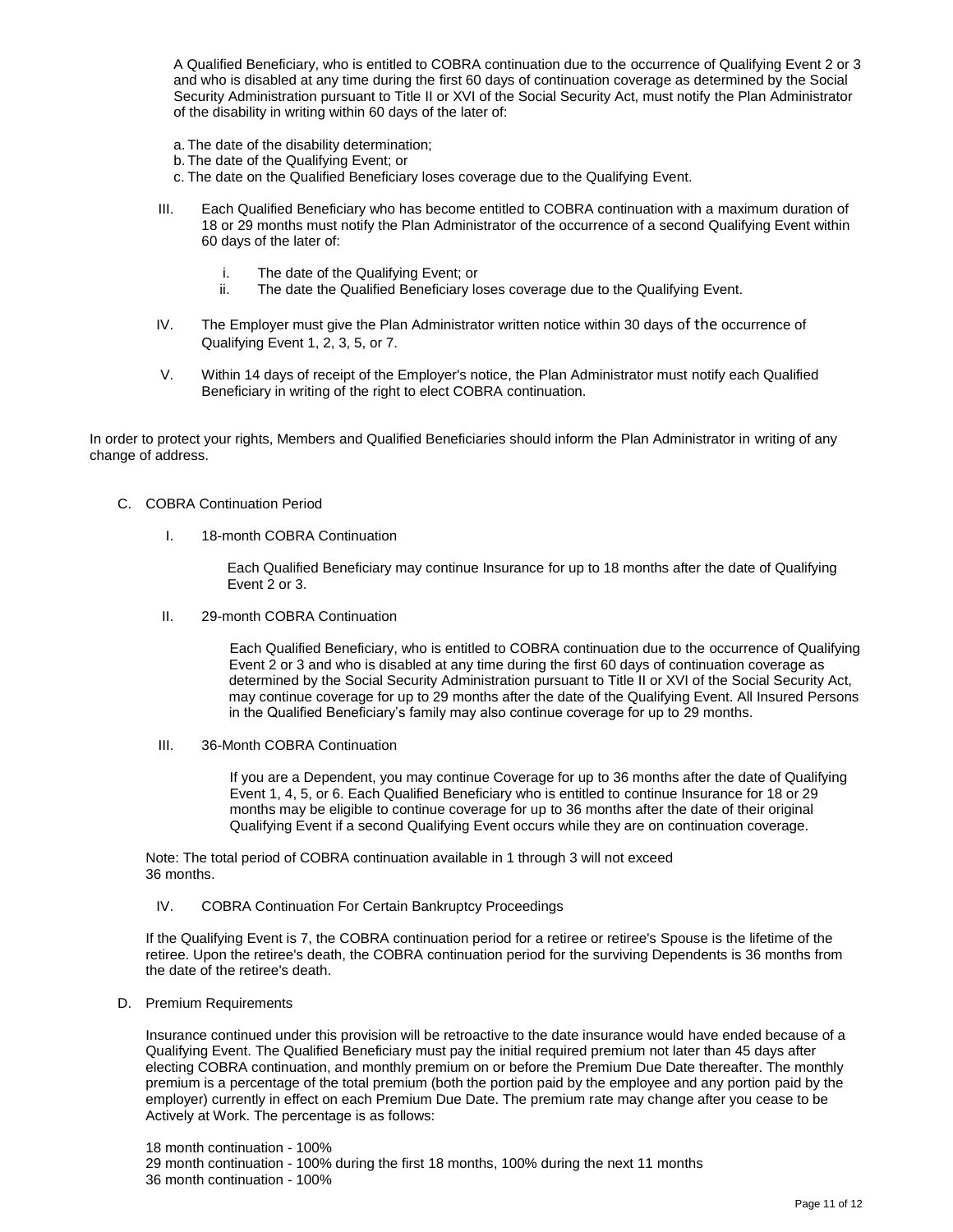A Qualified Beneficiary, who is entitled to COBRA continuation due to the occurrence of Qualifying Event 2 or 3 and who is disabled at any time during the first 60 days of continuation coverage as determined by the Social Security Administration pursuant to Title II or XVI of the Social Security Act, must notify the Plan Administrator of the disability in writing within 60 days of the later of:

a. The date of the disability determination;
b. The date of the Qualifying Event; or
c. The date on the Qualified Beneficiary loses coverage due to the Qualifying Event.

III. Each Qualified Beneficiary who has become entitled to COBRA continuation with a maximum duration of 18 or 29 months must notify the Plan Administrator of the occurrence of a second Qualifying Event within 60 days of the later of:

   i. The date of the Qualifying Event; or
   ii. The date the Qualified Beneficiary loses coverage due to the Qualifying Event.

IV. The Employer must give the Plan Administrator written notice within 30 days of the occurrence of Qualifying Event 1, 2, 3, 5, or 7.

V. Within 14 days of receipt of the Employer's notice, the Plan Administrator must notify each Qualified Beneficiary in writing of the right to elect COBRA continuation.

In order to protect your rights, Members and Qualified Beneficiaries should inform the Plan Administrator in writing of any change of address.

C. COBRA Continuation Period

I. 18-month COBRA Continuation

Each Qualified Beneficiary may continue Insurance for up to 18 months after the date of Qualifying Event 2 or 3.

II. 29-month COBRA Continuation

Each Qualified Beneficiary, who is entitled to COBRA continuation due to the occurrence of Qualifying Event 2 or 3 and who is disabled at any time during the first 60 days of continuation coverage as determined by the Social Security Administration pursuant to Title II or XVI of the Social Security Act, may continue coverage for up to 29 months after the date of the Qualifying Event. All Insured Persons in the Qualified Beneficiary's family may also continue coverage for up to 29 months.

III. 36-Month COBRA Continuation

If you are a Dependent, you may continue Coverage for up to 36 months after the date of Qualifying Event 1, 4, 5, or 6. Each Qualified Beneficiary who is entitled to continue Insurance for 18 or 29 months may be eligible to continue coverage for up to 36 months after the date of their original Qualifying Event if a second Qualifying Event occurs while they are on continuation coverage.

Note: The total period of COBRA continuation available in 1 through 3 will not exceed 36 months.

IV. COBRA Continuation For Certain Bankruptcy Proceedings

If the Qualifying Event is 7, the COBRA continuation period for a retiree or retiree's Spouse is the lifetime of the retiree. Upon the retiree's death, the COBRA continuation period for the surviving Dependents is 36 months from the date of the retiree's death.

D. Premium Requirements

Insurance continued under this provision will be retroactive to the date insurance would have ended because of a Qualifying Event. The Qualified Beneficiary must pay the initial required premium not later than 45 days after electing COBRA continuation, and monthly premium on or before the Premium Due Date thereafter. The monthly premium is a percentage of the total premium (both the portion paid by the employee and any portion paid by the employer) currently in effect on each Premium Due Date. The premium rate may change after you cease to be Actively at Work. The percentage is as follows:

18 month continuation - 100%
29 month continuation - 100% during the first 18 months, 100% during the next 11 months
36 month continuation - 100%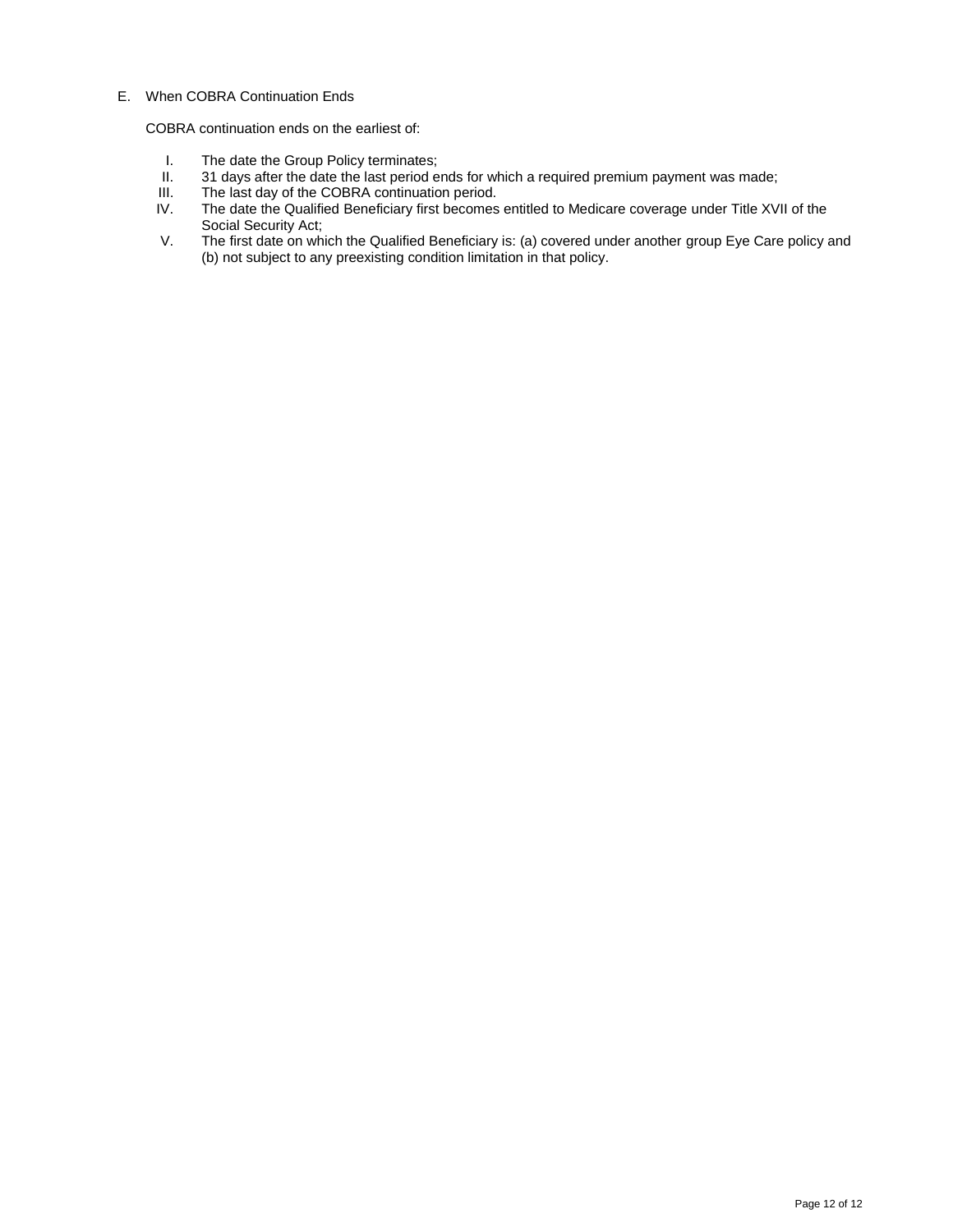E. When COBRA Continuation Ends

COBRA continuation ends on the earliest of:

I. The date the Group Policy terminates;
II. 31 days after the date the last period ends for which a required premium payment was made;
III. The last day of the COBRA continuation period.
IV. The date the Qualified Beneficiary first becomes entitled to Medicare coverage under Title XVII of the Social Security Act;
V. The first date on which the Qualified Beneficiary is: (a) covered under another group Eye Care policy and (b) not subject to any preexisting condition limitation in that policy.